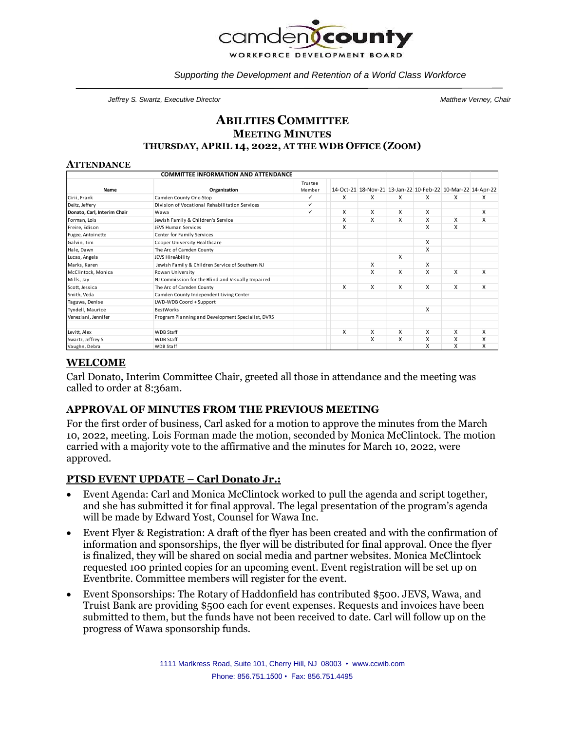**camden county**
WORKFORCE DEVELOPMENT BOARD

*Supporting the Development and Retention of a World Class Workforce*

*Jeffrey S. Swartz, Executive Director* | *Matthew Verney, Chair*

# ABILITIES COMMITTEE
## MEETING MINUTES
### THURSDAY, APRIL 14, 2022, AT THE WDB OFFICE (ZOOM)

## ATTENDANCE

| COMMITTEE INFORMATION AND ATTENDANCE | | | | | | | | |
|---|---|---|---|---|---|---|---|---|
| Name | Organization | Trustee Member | 14-Oct-21 | 18-Nov-21 | 13-Jan-22 | 10-Feb-22 | 10-Mar-22 | 14-Apr-22 |
| Cirii, Frank | Camden County One-Stop | ✓ | X | X | X | X | X | X |
| Deitz, Jeffery | Division of Vocational Rehabilitation Services | ✓ | | | | | | |
| **Donato, Carl, Interim Chair** | Wawa | ✓ | X | X | X | X | | X |
| Forman, Lois | Jewish Family & Children's Service | | X | X | X | X | X | X |
| Freire, Edison | JEVS Human Services | | X | | | X | X | |
| Fugee, Antoinette | Center for Family Services | | | | | | | |
| Galvin, Tim | Cooper University Healthcare | | | | | X | | |
| Hale, Dawn | The Arc of Camden County | | | | | X | | |
| Lucas, Angela | JEVS HireAbility | | | | X | | | |
| Marks, Karen | Jewish Family & Children Service of Southern NJ | | | X | | X | | |
| McClintock, Monica | Rowan University | | | X | X | X | X | X |
| Mills, Jay | NJ Commission for the Blind and Visually Impaired | | | | | | | |
| Scott, Jessica | The Arc of Camden County | | X | X | X | X | X | X |
| Smith, Veda | Camden County Independent Living Center | | | | | | | |
| Taguwa, Denise | LWD-WDB Coord + Support | | | | | | | |
| Tyndell, Maurice | BestWorks | | | | | X | | |
| Veneziani, Jennifer | Program Planning and Development Specialist, DVRS | | | | | | | |
| | | | | | | | | |
| Levitt, Alex | WDB Staff | | X | X | X | X | X | X |
| Swartz, Jeffrey S. | WDB Staff | | | X | X | X | X | X |
| Vaughn, Debra | WDB Staff | | | | | X | X | X |

## WELCOME

Carl Donato, Interim Committee Chair, greeted all those in attendance and the meeting was called to order at 8:36am.

## APPROVAL OF MINUTES FROM THE PREVIOUS MEETING

For the first order of business, Carl asked for a motion to approve the minutes from the March 10, 2022, meeting. Lois Forman made the motion, seconded by Monica McClintock. The motion carried with a majority vote to the affirmative and the minutes for March 10, 2022, were approved.

## PTSD EVENT UPDATE – Carl Donato Jr.:

- Event Agenda: Carl and Monica McClintock worked to pull the agenda and script together, and she has submitted it for final approval. The legal presentation of the program's agenda will be made by Edward Yost, Counsel for Wawa Inc.
- Event Flyer & Registration: A draft of the flyer has been created and with the confirmation of information and sponsorships, the flyer will be distributed for final approval. Once the flyer is finalized, they will be shared on social media and partner websites. Monica McClintock requested 100 printed copies for an upcoming event. Event registration will be set up on Eventbrite. Committee members will register for the event.
- Event Sponsorships: The Rotary of Haddonfield has contributed $500. JEVS, Wawa, and Truist Bank are providing $500 each for event expenses. Requests and invoices have been submitted to them, but the funds have not been received to date. Carl will follow up on the progress of Wawa sponsorship funds.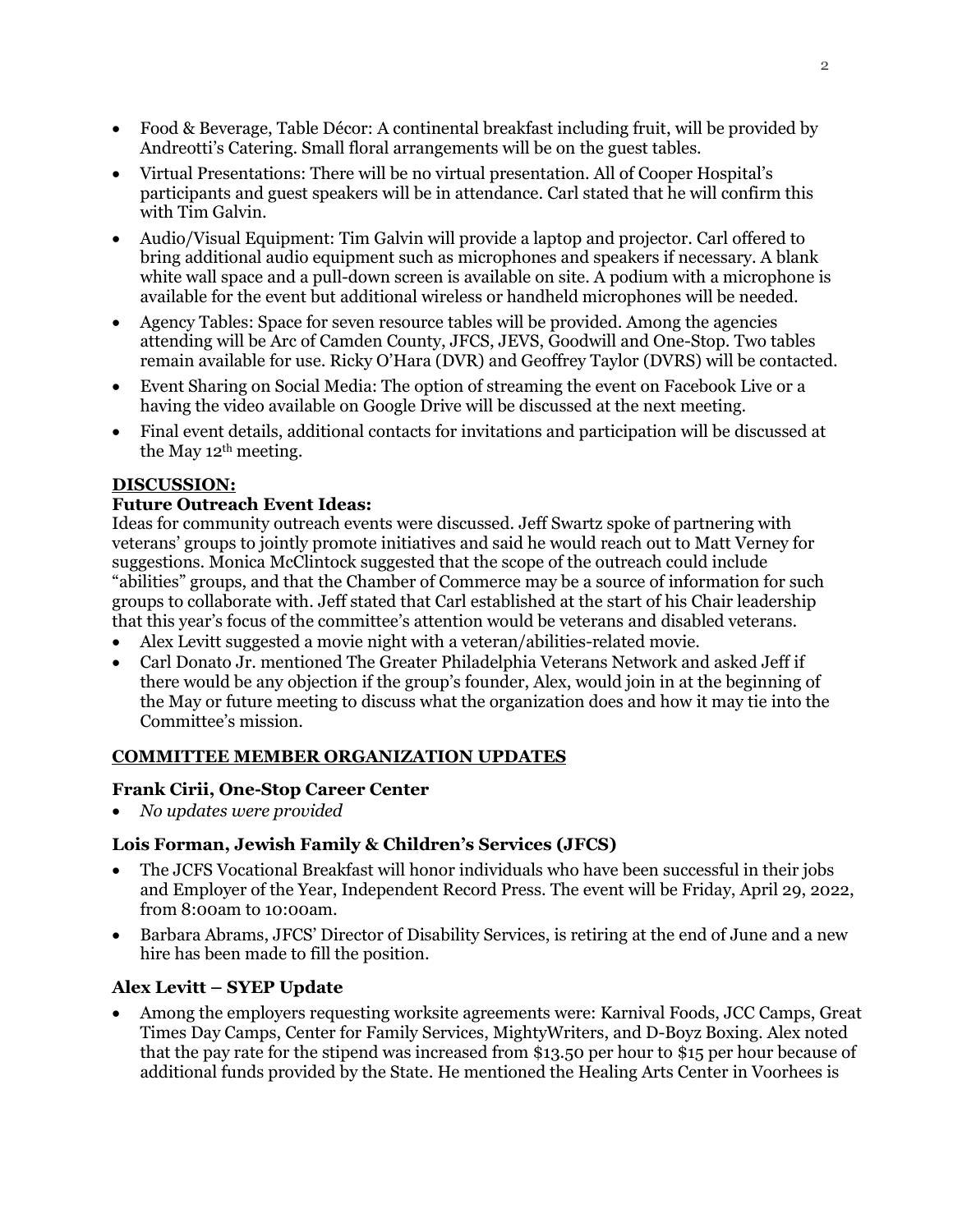- Food & Beverage, Table Décor: A continental breakfast including fruit, will be provided by Andreotti's Catering. Small floral arrangements will be on the guest tables.
- Virtual Presentations: There will be no virtual presentation. All of Cooper Hospital's participants and guest speakers will be in attendance. Carl stated that he will confirm this with Tim Galvin.
- Audio/Visual Equipment: Tim Galvin will provide a laptop and projector. Carl offered to bring additional audio equipment such as microphones and speakers if necessary. A blank white wall space and a pull-down screen is available on site. A podium with a microphone is available for the event but additional wireless or handheld microphones will be needed.
- Agency Tables: Space for seven resource tables will be provided. Among the agencies attending will be Arc of Camden County, JFCS, JEVS, Goodwill and One-Stop. Two tables remain available for use. Ricky O'Hara (DVR) and Geoffrey Taylor (DVRS) will be contacted.
- Event Sharing on Social Media: The option of streaming the event on Facebook Live or a having the video available on Google Drive will be discussed at the next meeting.
- Final event details, additional contacts for invitations and participation will be discussed at the May 12th meeting.

## DISCUSSION:

### Future Outreach Event Ideas:

Ideas for community outreach events were discussed. Jeff Swartz spoke of partnering with veterans' groups to jointly promote initiatives and said he would reach out to Matt Verney for suggestions. Monica McClintock suggested that the scope of the outreach could include "abilities" groups, and that the Chamber of Commerce may be a source of information for such groups to collaborate with. Jeff stated that Carl established at the start of his Chair leadership that this year's focus of the committee's attention would be veterans and disabled veterans.

- Alex Levitt suggested a movie night with a veteran/abilities-related movie.
- Carl Donato Jr. mentioned The Greater Philadelphia Veterans Network and asked Jeff if there would be any objection if the group's founder, Alex, would join in at the beginning of the May or future meeting to discuss what the organization does and how it may tie into the Committee's mission.

## COMMITTEE MEMBER ORGANIZATION UPDATES

### Frank Cirii, One-Stop Career Center

- *No updates were provided*

### Lois Forman, Jewish Family & Children's Services (JFCS)

- The JCFS Vocational Breakfast will honor individuals who have been successful in their jobs and Employer of the Year, Independent Record Press. The event will be Friday, April 29, 2022, from 8:00am to 10:00am.
- Barbara Abrams, JFCS' Director of Disability Services, is retiring at the end of June and a new hire has been made to fill the position.

### Alex Levitt – SYEP Update

- Among the employers requesting worksite agreements were: Karnival Foods, JCC Camps, Great Times Day Camps, Center for Family Services, MightyWriters, and D-Boyz Boxing. Alex noted that the pay rate for the stipend was increased from $13.50 per hour to $15 per hour because of additional funds provided by the State. He mentioned the Healing Arts Center in Voorhees is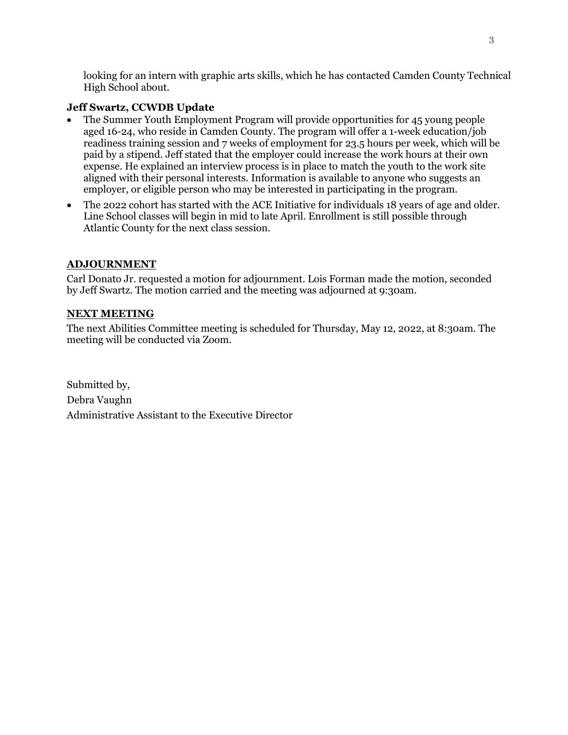looking for an intern with graphic arts skills, which he has contacted Camden County Technical High School about.

**Jeff Swartz, CCWDB Update**

- The Summer Youth Employment Program will provide opportunities for 45 young people aged 16-24, who reside in Camden County. The program will offer a 1-week education/job readiness training session and 7 weeks of employment for 23.5 hours per week, which will be paid by a stipend. Jeff stated that the employer could increase the work hours at their own expense. He explained an interview process is in place to match the youth to the work site aligned with their personal interests. Information is available to anyone who suggests an employer, or eligible person who may be interested in participating in the program.
- The 2022 cohort has started with the ACE Initiative for individuals 18 years of age and older. Line School classes will begin in mid to late April. Enrollment is still possible through Atlantic County for the next class session.

## ADJOURNMENT

Carl Donato Jr. requested a motion for adjournment. Lois Forman made the motion, seconded by Jeff Swartz. The motion carried and the meeting was adjourned at 9:30am.

## NEXT MEETING

The next Abilities Committee meeting is scheduled for Thursday, May 12, 2022, at 8:30am. The meeting will be conducted via Zoom.

Submitted by,
Debra Vaughn
Administrative Assistant to the Executive Director